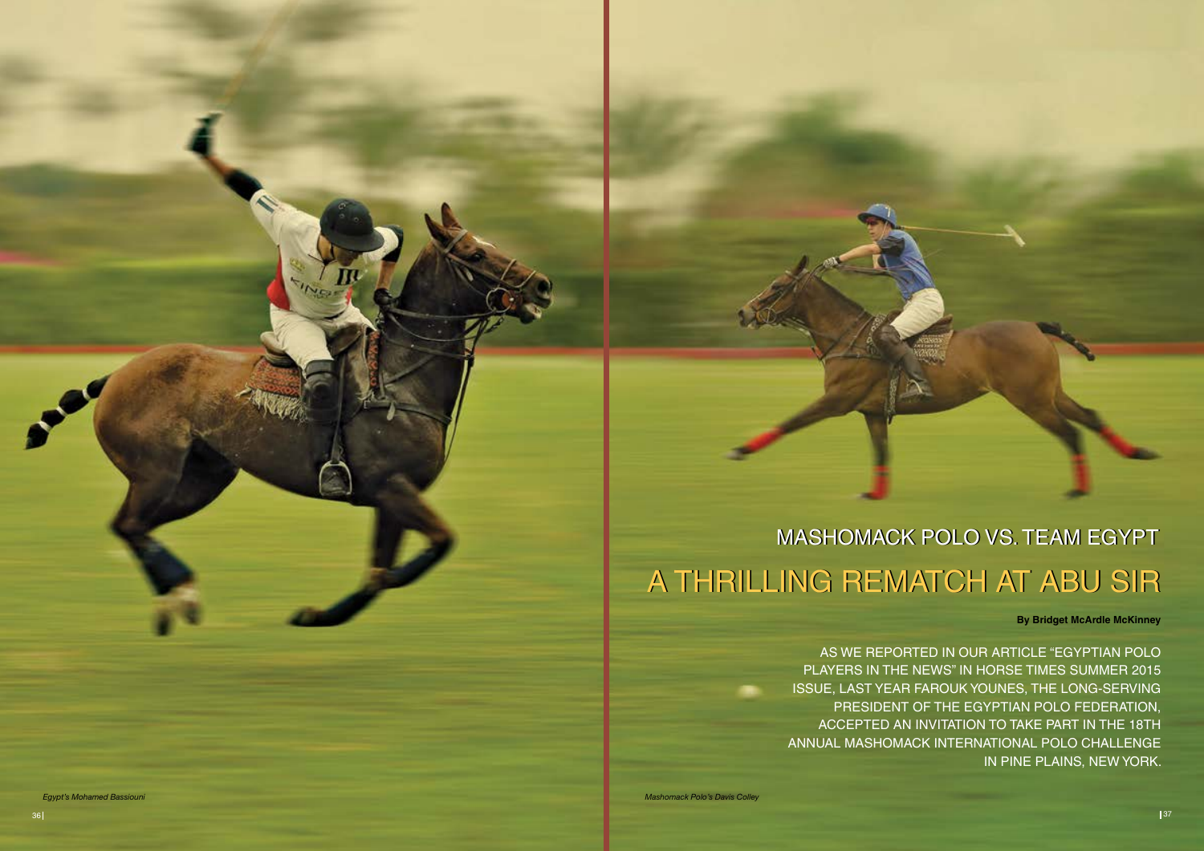# MASHOMACK POLO VS. TEAM EGYPT

## A THRILLING REMATCH AT ABU SIR

**By Bridget McArdle McKinney**

AS WE REPORTED IN OUR ARTICLE "EGYPTIAN POLO PLAYERS IN THE NEWS" IN HORSE TIMES SUMMER 2015 ISSUE, LAST YEAR FAROUK YOUNES, THE LONG-SERVING PRESIDENT OF THE EGYPTIAN POLO FEDERATION, ACCEPTED AN INVITATION TO TAKE PART IN THE 18TH ANNUAL MASHOMACK INTERNATIONAL POLO CHALLENGE IN PINE PLAINS, NEW YORK.

*Egypt's Mohamed Bassiouni*

*Mashomack Polo's Davis Colley*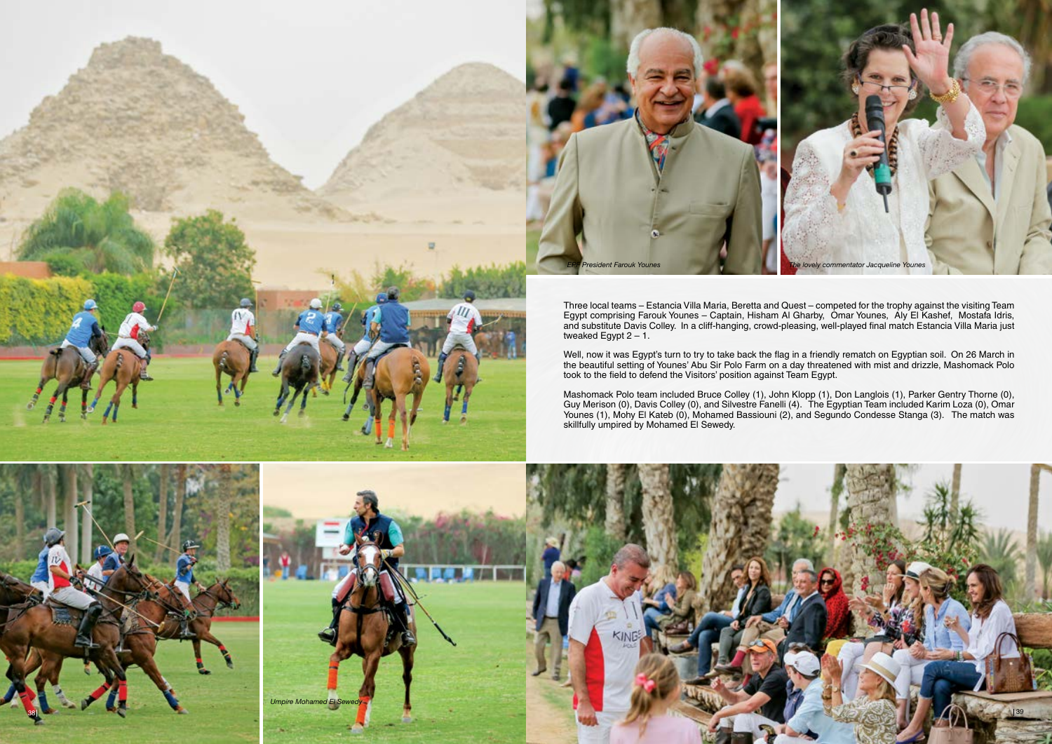*EPP President Farouk Younes*

*The lovely commentator Jacqueline Younes*

Three local teams – Estancia Villa Maria, Beretta and Quest – competed for the trophy against the visiting Team Egypt comprising Farouk Younes – Captain, Hisham Al Gharby, Omar Younes, Aly El Kashef, Mostafa Idris, and substitute Davis Colley. In a cliff-hanging, crowd-pleasing, well-played final match Estancia Villa Maria just tweaked Egypt 2 – 1.

Well, now it was Egypt's turn to try to take back the flag in a friendly rematch on Egyptian soil. On 26 March in the beautiful setting of Younes' Abu Sir Polo Farm on a day threatened with mist and drizzle, Mashomack Polo took to the field to defend the Visitors' position against Team Egypt.

Mashomack Polo team included Bruce Colley (1), John Klopp (1), Don Langlois (1), Parker Gentry Thorne (0), Guy Merison (0), Davis Colley (0), and Silvestre Fanelli (4). The Egyptian Team included Karim Loza (0), Omar Younes (1), Mohy El Kateb (0), Mohamed Bassiouni (2), and Segundo Condesse Stanga (3). The match was skillfully umpired by Mohamed El Sewedy.

*Umpire Mohamed El Sewedy*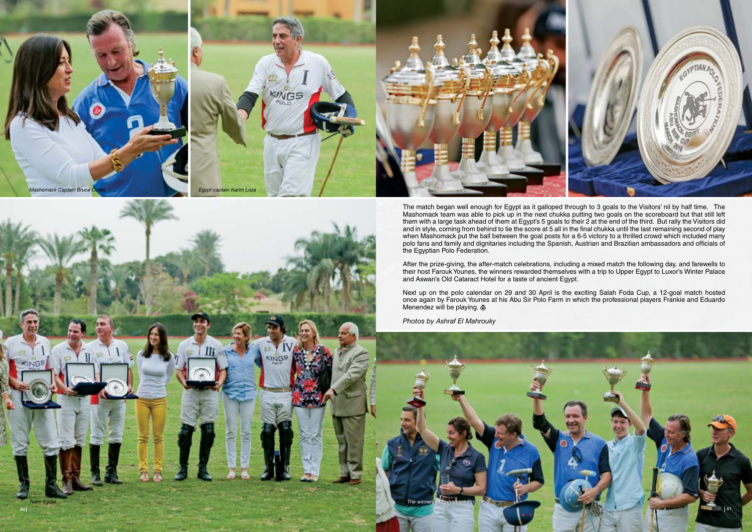Mashomack Captain Bruce Colley

Egypt captain Karim Loza

The match began well enough for Egypt as it galloped through to 3 goals to the Visitors' nil by half time. The Mashomack team was able to pick up in the next chukka putting two goals on the scoreboard but that still left them with a large task ahead of them at Egypt's 5 goals to their 2 at the end of the third. But rally the Visitors did and in style, coming from behind to tie the score at 5 all in the final chukka until the last remaining second of play when Mashomack put the ball between the goal posts for a 6-5 victory to a thrilled crowd which included many polo fans and family and dignitaries including the Spanish, Austrian and Brazilian ambassadors and officials of the Egyptian Polo Federation.

After the prize-giving, the after-match celebrations, including a mixed match the following day, and farewells to their host Farouk Younes, the winners rewarded themselves with a trip to Upper Egypt to Luxor's Winter Palace and Aswan's Old Cataract Hotel for a taste of ancient Egypt.

Next up on the polo calendar on 29 and 30 April is the exciting Salah Foda Cup, a 12-goal match hosted once again by Farouk Younes at his Abu Sir Polo Farm in which the professional players Frankie and Eduardo Menendez will be playing.

*Photos by Ashraf El Mahrouky*

Team Egypt

The winners - Mashomack Polo Club